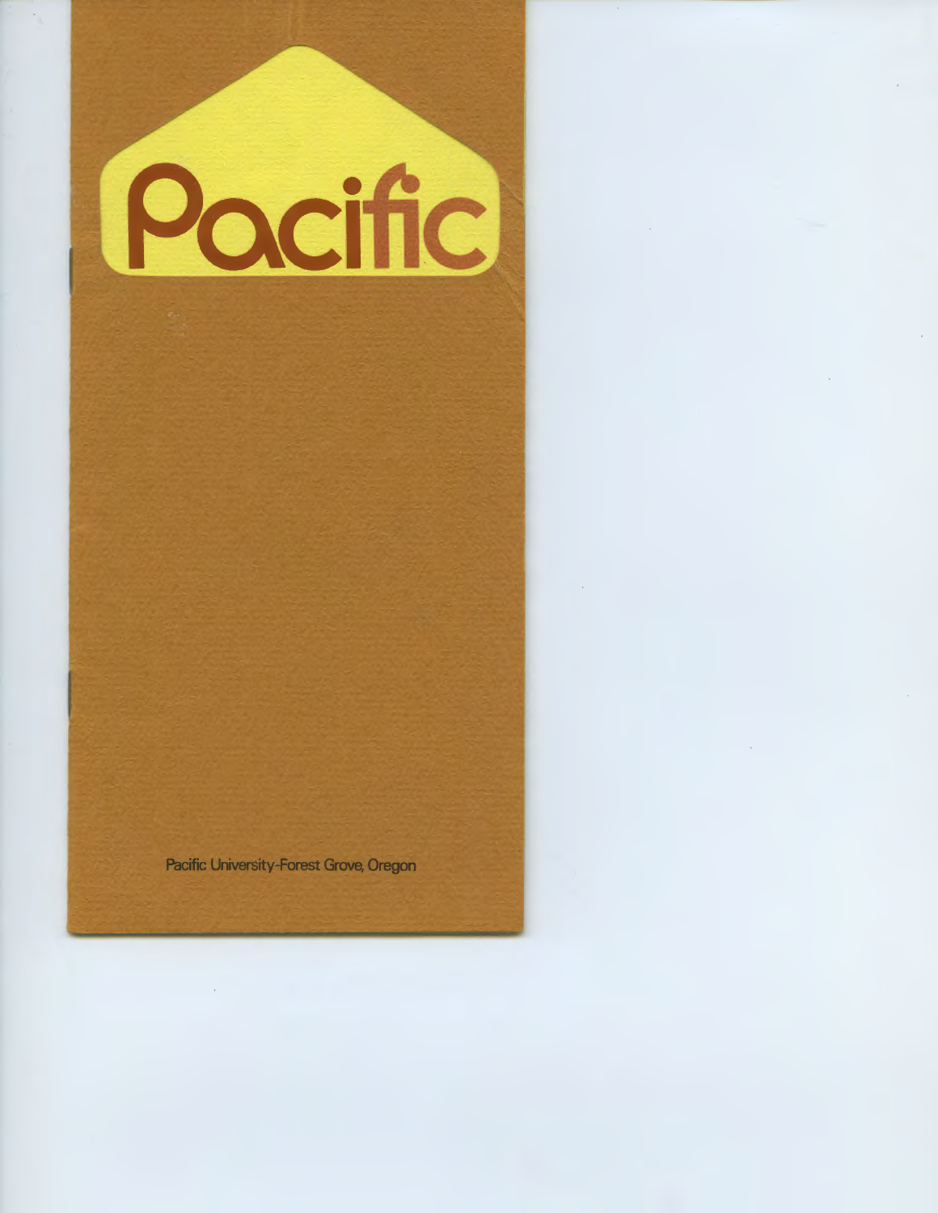# Pacific

Pacific University-Forest Grove, Oregon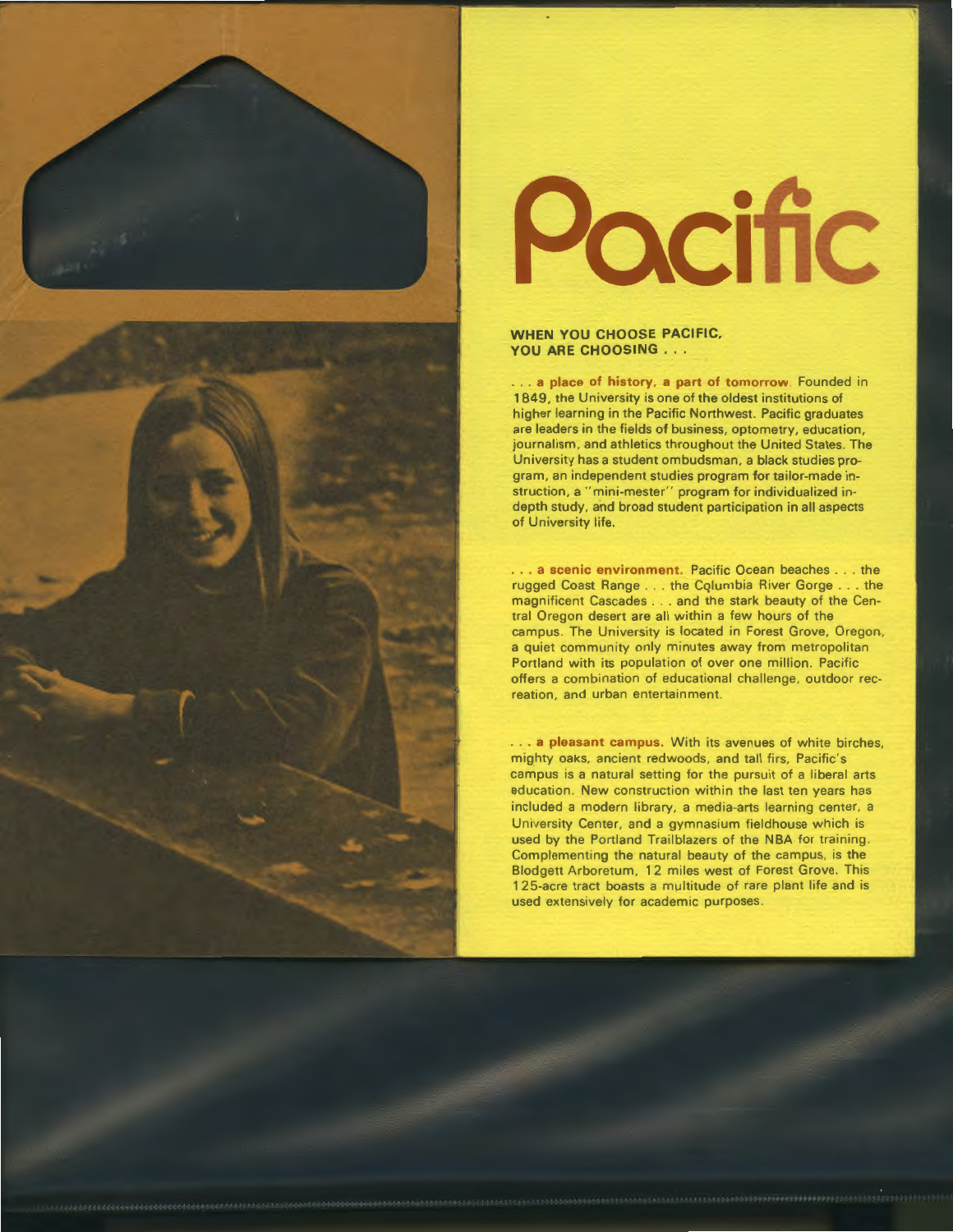# Pacific

**WHEN YOU CHOOSE PACIFIC, YOU ARE CHOOSING . . .**

**. . . a place of history, a part of tomorrow.** Founded in 1849, the University is one of the oldest institutions of higher learning in the Pacific Northwest. Pacific graduates are leaders in the fields of business, optometry, education, journalism, and athletics throughout the United States. The University has a student ombudsman, a black studies program, an independent studies program for tailor-made instruction, a "mini-mester" program for individualized in-depth study, and broad student participation in all aspects of University life.

**. . . a scenic environment.** Pacific Ocean beaches . . . the rugged Coast Range . . . the Columbia River Gorge . . . the magnificent Cascades . . . and the stark beauty of the Central Oregon desert are all within a few hours of the campus. The University is located in Forest Grove, Oregon, a quiet community only minutes away from metropolitan Portland with its population of over one million. Pacific offers a combination of educational challenge, outdoor recreation, and urban entertainment.

**. . . a pleasant campus.** With its avenues of white birches, mighty oaks, ancient redwoods, and tall firs, Pacific's campus is a natural setting for the pursuit of a liberal arts education. New construction within the last ten years has included a modern library, a media-arts learning center, a University Center, and a gymnasium fieldhouse which is used by the Portland Trailblazers of the NBA for training. Complementing the natural beauty of the campus, is the Blodgett Arboretum, 12 miles west of Forest Grove. This 125-acre tract boasts a multitude of rare plant life and is used extensively for academic purposes.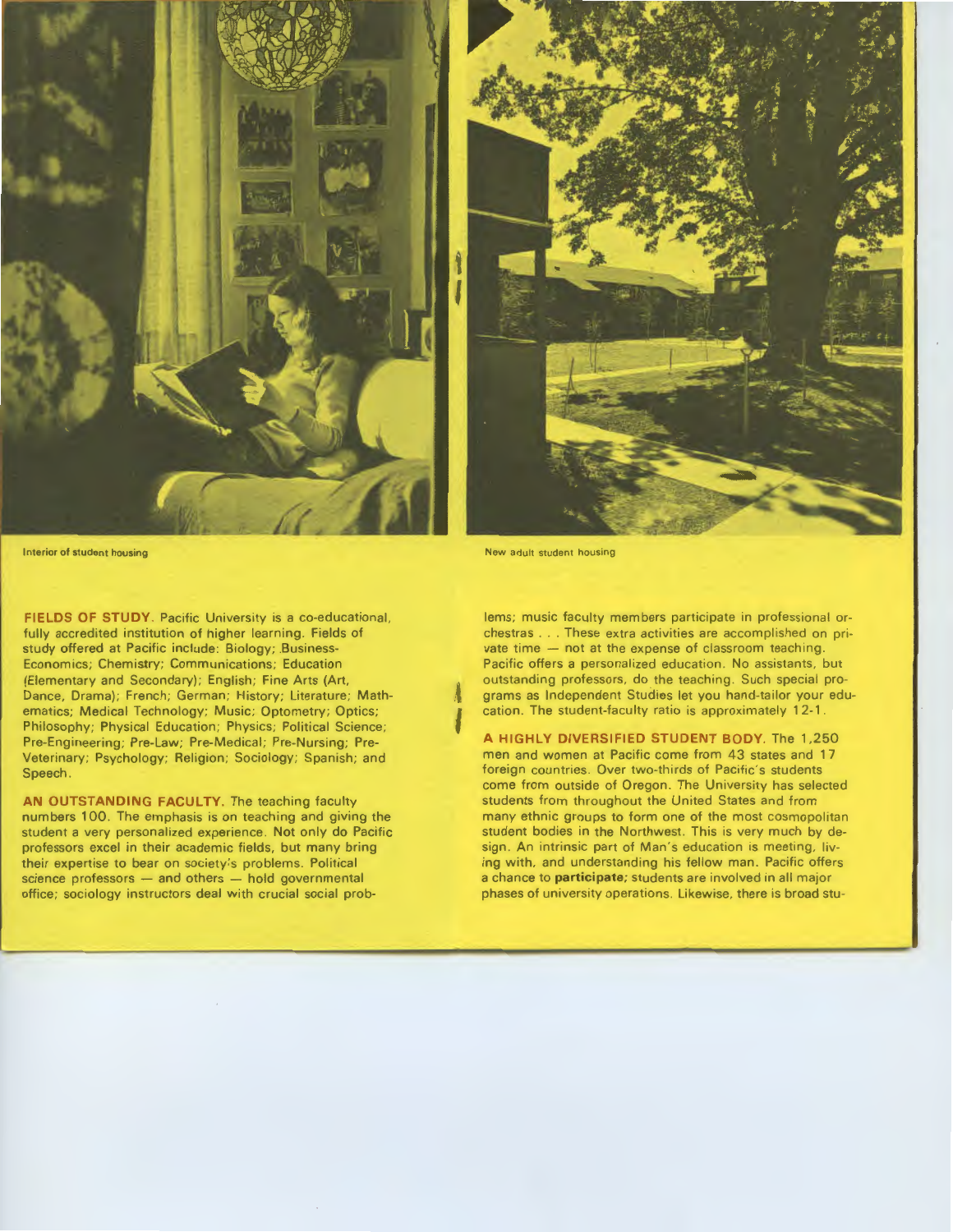Interior of student housing

New adult student housing

**FIELDS OF STUDY.** Pacific University is a co-educational, fully accredited institution of higher learning. Fields of study offered at Pacific include: Biology; Business-Economics; Chemistry; Communications; Education (Elementary and Secondary); English; Fine Arts (Art, Dance, Drama); French; German; History; Literature; Mathematics; Medical Technology; Music; Optometry; Optics; Philosophy; Physical Education; Physics; Political Science; Pre-Engineering; Pre-Law; Pre-Medical; Pre-Nursing; Pre-Veterinary; Psychology; Religion; Sociology; Spanish; and Speech.

**AN OUTSTANDING FACULTY.** The teaching faculty numbers 100. The emphasis is on teaching and giving the student a very personalized experience. Not only do Pacific professors excel in their academic fields, but many bring their expertise to bear on society's problems. Political science professors — and others — hold governmental office; sociology instructors deal with crucial social problems; music faculty members participate in professional orchestras . . . These extra activities are accomplished on private time — not at the expense of classroom teaching. Pacific offers a personalized education. No assistants, but outstanding professors, do the teaching. Such special programs as Independent Studies let you hand-tailor your education. The student-faculty ratio is approximately 12-1.

**A HIGHLY DIVERSIFIED STUDENT BODY.** The 1,250 men and women at Pacific come from 43 states and 17 foreign countries. Over two-thirds of Pacific's students come from outside of Oregon. The University has selected students from throughout the United States and from many ethnic groups to form one of the most cosmopolitan student bodies in the Northwest. This is very much by design. An intrinsic part of Man's education is meeting, living with, and understanding his fellow man. Pacific offers a chance to **participate;** students are involved in all major phases of university operations. Likewise, there is broad stu-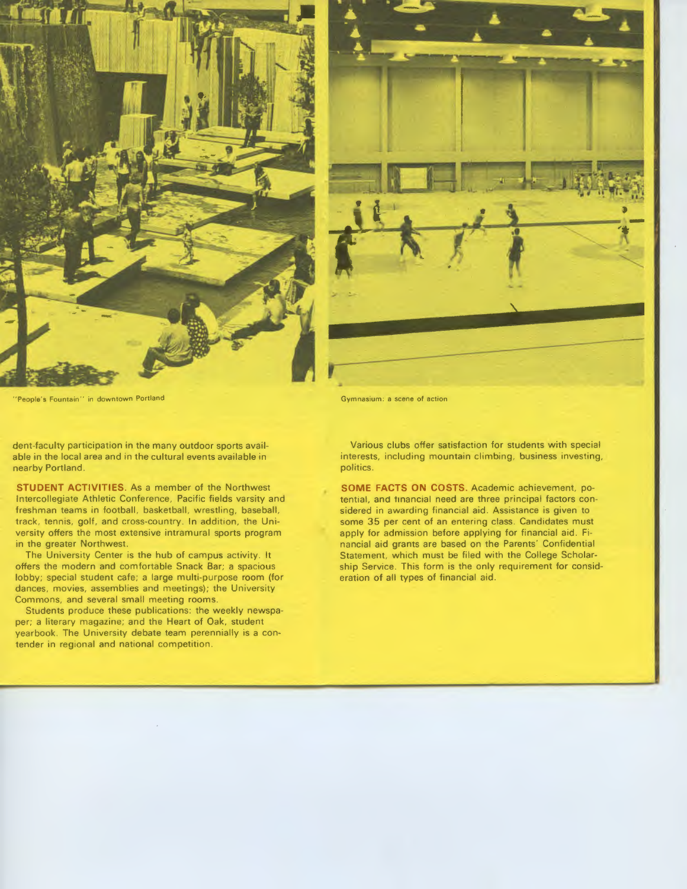"People's Fountain" in downtown Portland

Gymnasium: a scene of action

dent-faculty participation in the many outdoor sports available in the local area and in the cultural events available in nearby Portland.

**STUDENT ACTIVITIES.** As a member of the Northwest Intercollegiate Athletic Conference, Pacific fields varsity and freshman teams in football, basketball, wrestling, baseball, track, tennis, golf, and cross-country. In addition, the University offers the most extensive intramural sports program in the greater Northwest.

The University Center is the hub of campus activity. It offers the modern and comfortable Snack Bar; a spacious lobby; special student cafe; a large multi-purpose room (for dances, movies, assemblies and meetings); the University Commons, and several small meeting rooms.

Students produce these publications: the weekly newspaper; a literary magazine; and the Heart of Oak, student yearbook. The University debate team perennially is a contender in regional and national competition.

Various clubs offer satisfaction for students with special interests, including mountain climbing, business investing, politics.

**SOME FACTS ON COSTS.** Academic achievement, potential, and financial need are three principal factors considered in awarding financial aid. Assistance is given to some 35 per cent of an entering class. Candidates must apply for admission before applying for financial aid. Financial aid grants are based on the Parents' Confidential Statement, which must be filed with the College Scholarship Service. This form is the only requirement for consideration of all types of financial aid.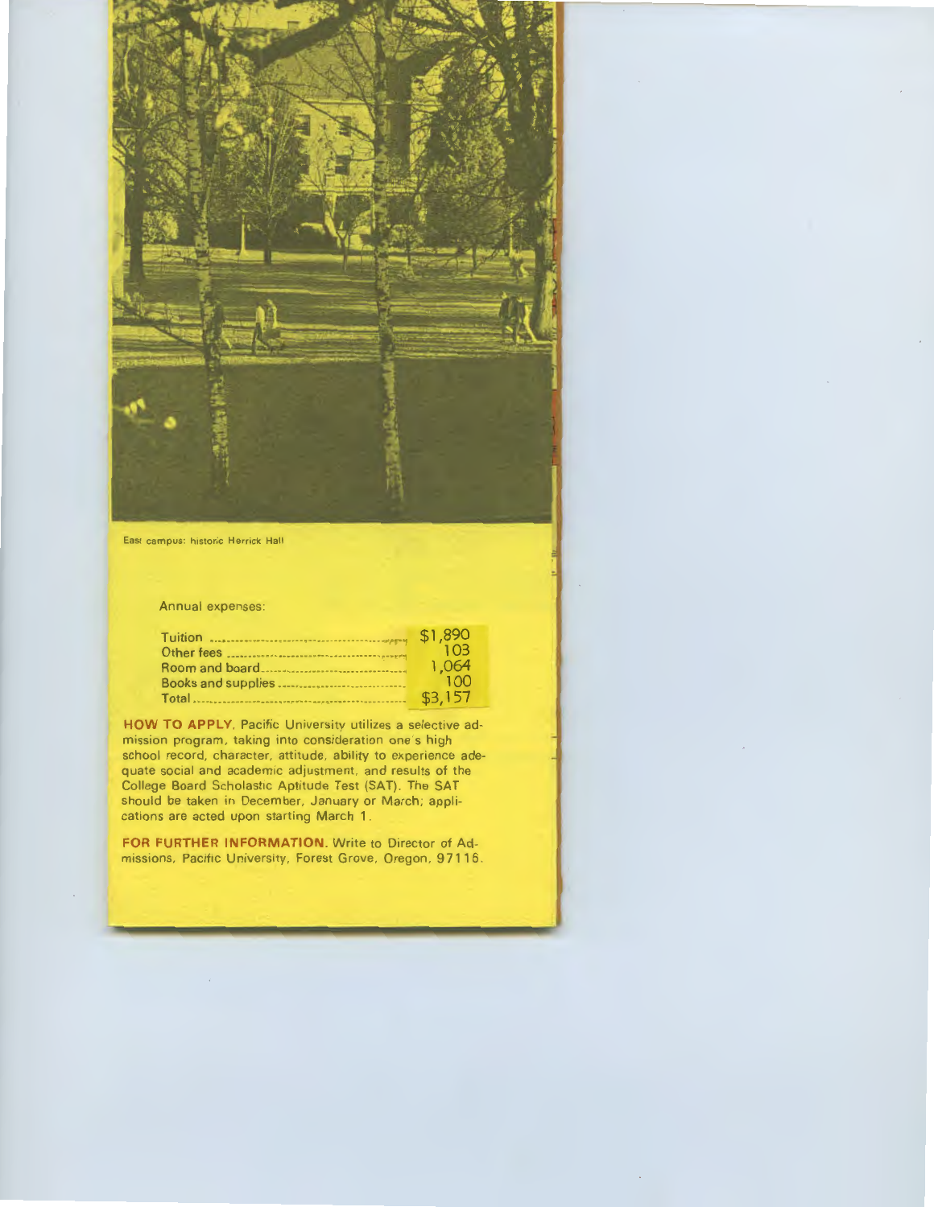East campus: historic Herrick Hall

Annual expenses:

| | |
|---|---|
| Tuition | $1,890 |
| Other fees | 103 |
| Room and board | 1,064 |
| Books and supplies | 100 |
| Total | $3,157 |

**HOW TO APPLY.** Pacific University utilizes a selective admission program, taking into consideration one's high school record, character, attitude, ability to experience adequate social and academic adjustment, and results of the College Board Scholastic Aptitude Test (SAT). The SAT should be taken in December, January or March; applications are acted upon starting March 1.

**FOR FURTHER INFORMATION.** Write to Director of Admissions, Pacific University, Forest Grove, Oregon, 97116.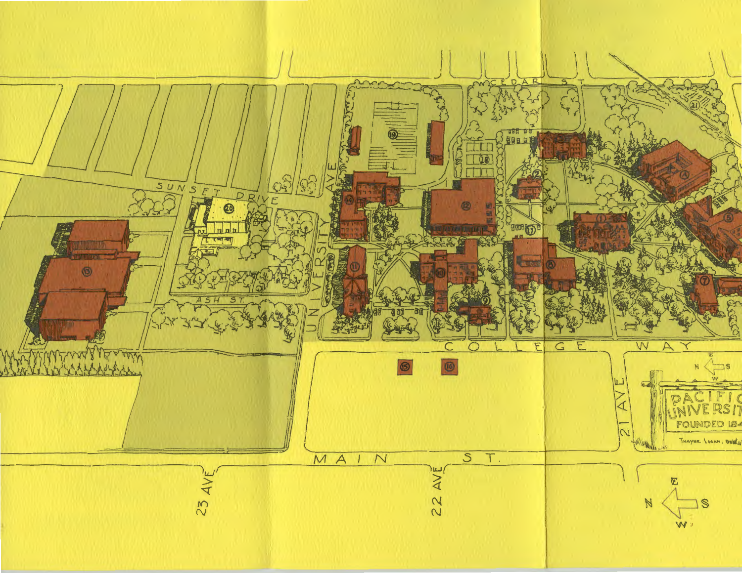CEDAR ST

SUNSET DRIVE

ASH ST.

UNIVERSITY AVE

COLLEGE WAY

MAIN ST.

23 AVE

22 AVE

21 AVE

PACIFIC UNIVERSIT FOUNDED 184

THAYNE LOGAN, DEL.

N E S W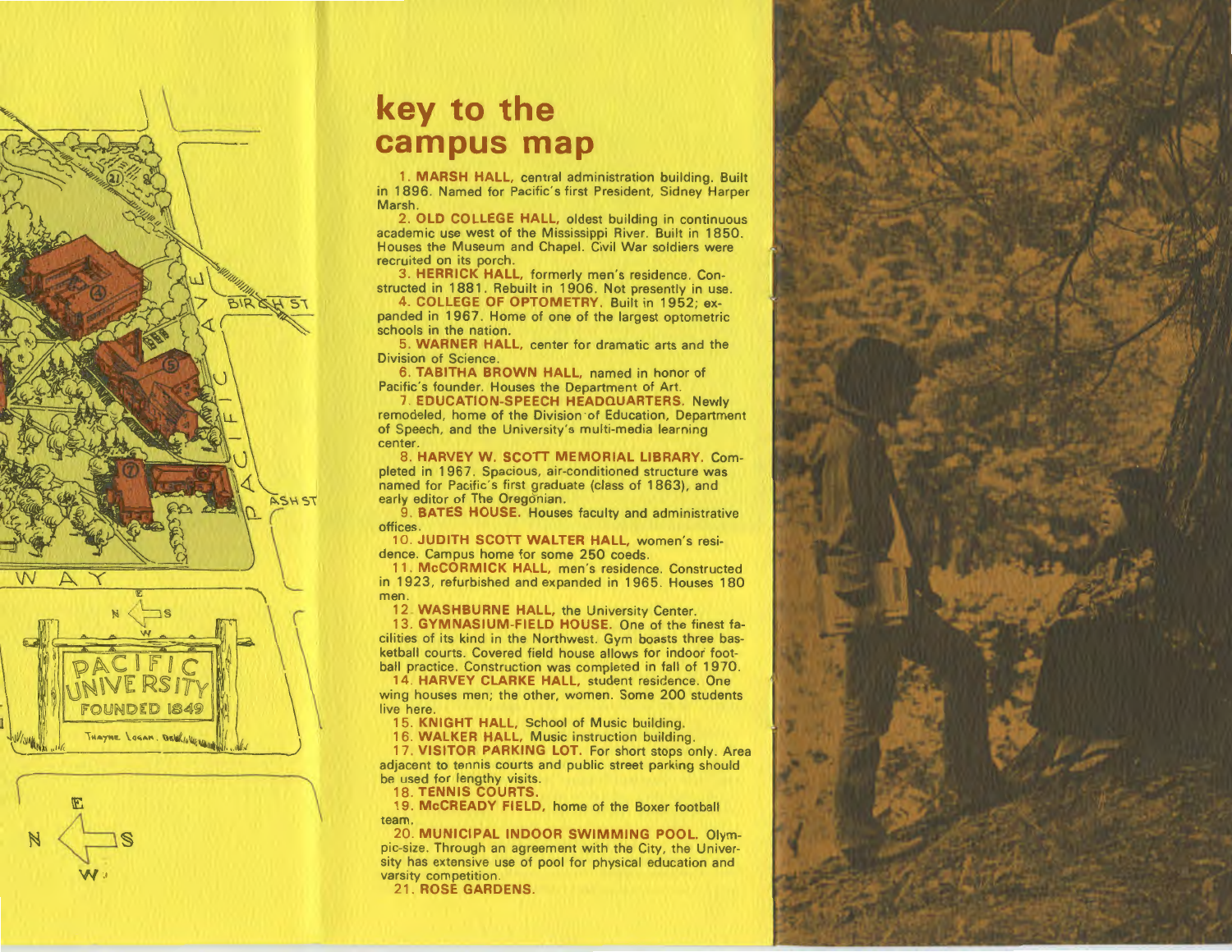# key to the campus map

1. **MARSH HALL,** central administration building. Built in 1896. Named for Pacific's first President, Sidney Harper Marsh.

2. **OLD COLLEGE HALL,** oldest building in continuous academic use west of the Mississippi River. Built in 1850. Houses the Museum and Chapel. Civil War soldiers were recruited on its porch.

3. **HERRICK HALL,** formerly men's residence. Constructed in 1881. Rebuilt in 1906. Not presently in use.

4. **COLLEGE OF OPTOMETRY.** Built in 1952; expanded in 1967. Home of one of the largest optometric schools in the nation.

5. **WARNER HALL,** center for dramatic arts and the Division of Science.

6. **TABITHA BROWN HALL,** named in honor of Pacific's founder. Houses the Department of Art.

7. **EDUCATION-SPEECH HEADQUARTERS.** Newly remodeled, home of the Division of Education, Department of Speech, and the University's multi-media learning center.

8. **HARVEY W. SCOTT MEMORIAL LIBRARY.** Completed in 1967. Spacious, air-conditioned structure was named for Pacific's first graduate (class of 1863), and early editor of The Oregonian.

9. **BATES HOUSE.** Houses faculty and administrative offices.

10. **JUDITH SCOTT WALTER HALL,** women's residence. Campus home for some 250 coeds.

11. **McCORMICK HALL,** men's residence. Constructed in 1923, refurbished and expanded in 1965. Houses 180 men.

12. **WASHBURNE HALL,** the University Center.

13. **GYMNASIUM-FIELD HOUSE.** One of the finest facilities of its kind in the Northwest. Gym boasts three basketball courts. Covered field house allows for indoor football practice. Construction was completed in fall of 1970.

14. **HARVEY CLARKE HALL,** student residence. One wing houses men; the other, women. Some 200 students live here.

15. **KNIGHT HALL,** School of Music building.

16. **WALKER HALL,** Music instruction building.

17. **VISITOR PARKING LOT.** For short stops only. Area adjacent to tennis courts and public street parking should be used for lengthy visits.

18. **TENNIS COURTS.**

19. **McCREADY FIELD,** home of the Boxer football team.

20. **MUNICIPAL INDOOR SWIMMING POOL.** Olympic-size. Through an agreement with the City, the University has extensive use of pool for physical education and varsity competition.

21. **ROSE GARDENS.**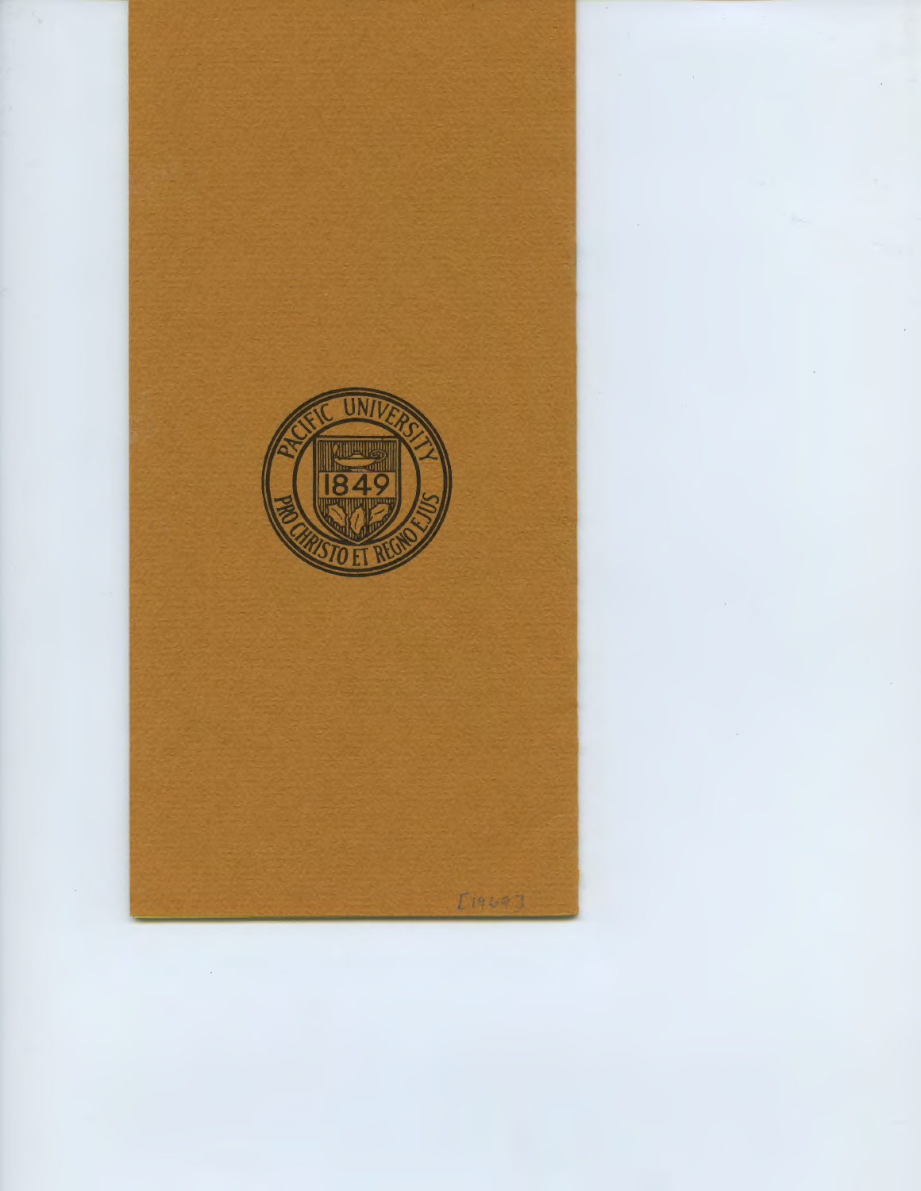PACIFIC UNIVERSITY

1849

PRO CHRISTO ET REGNO EJUS

[1969]